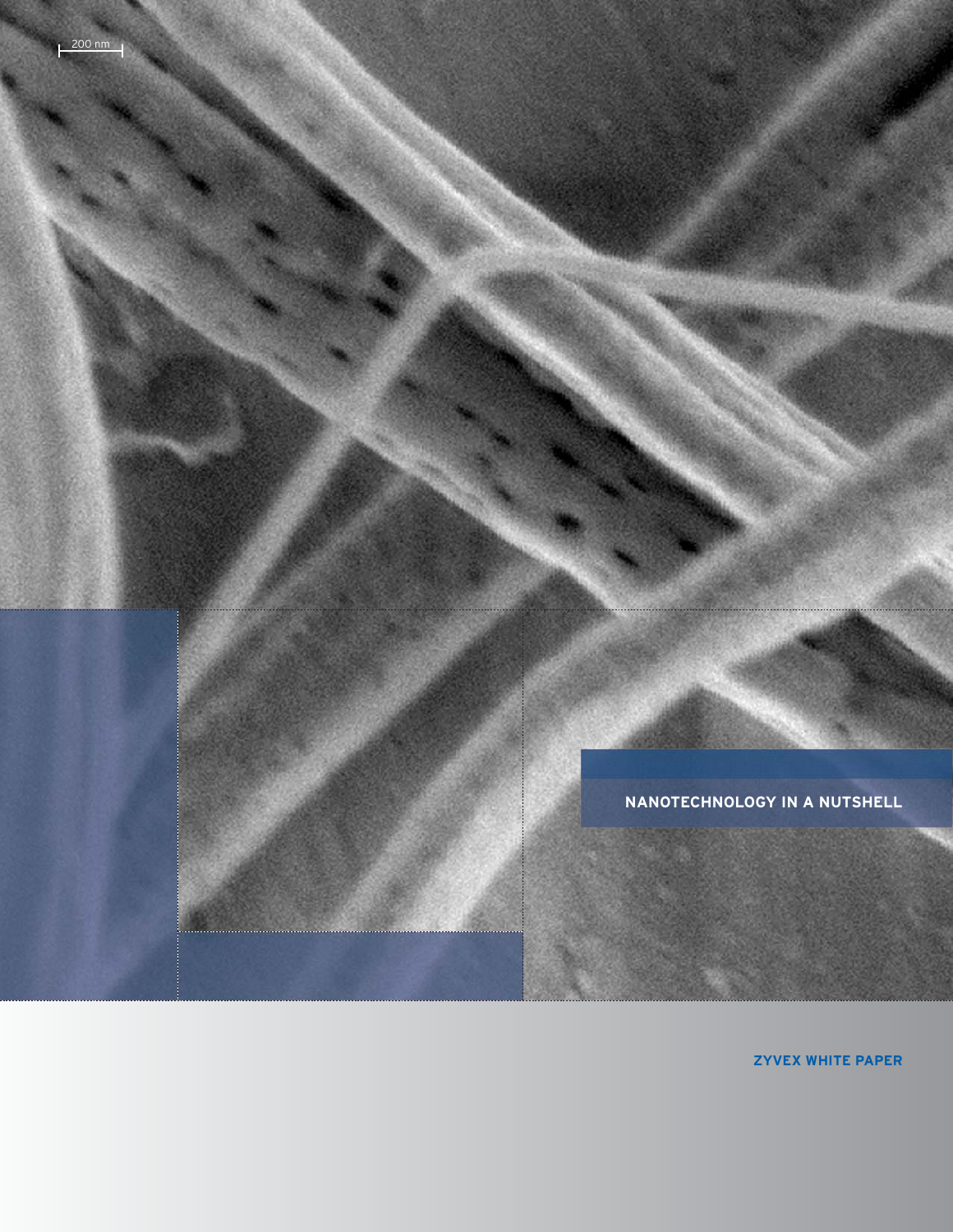# NANOTECHNOLOGY IN A NUTSHELL

**ZYVEX WHITE PAPER**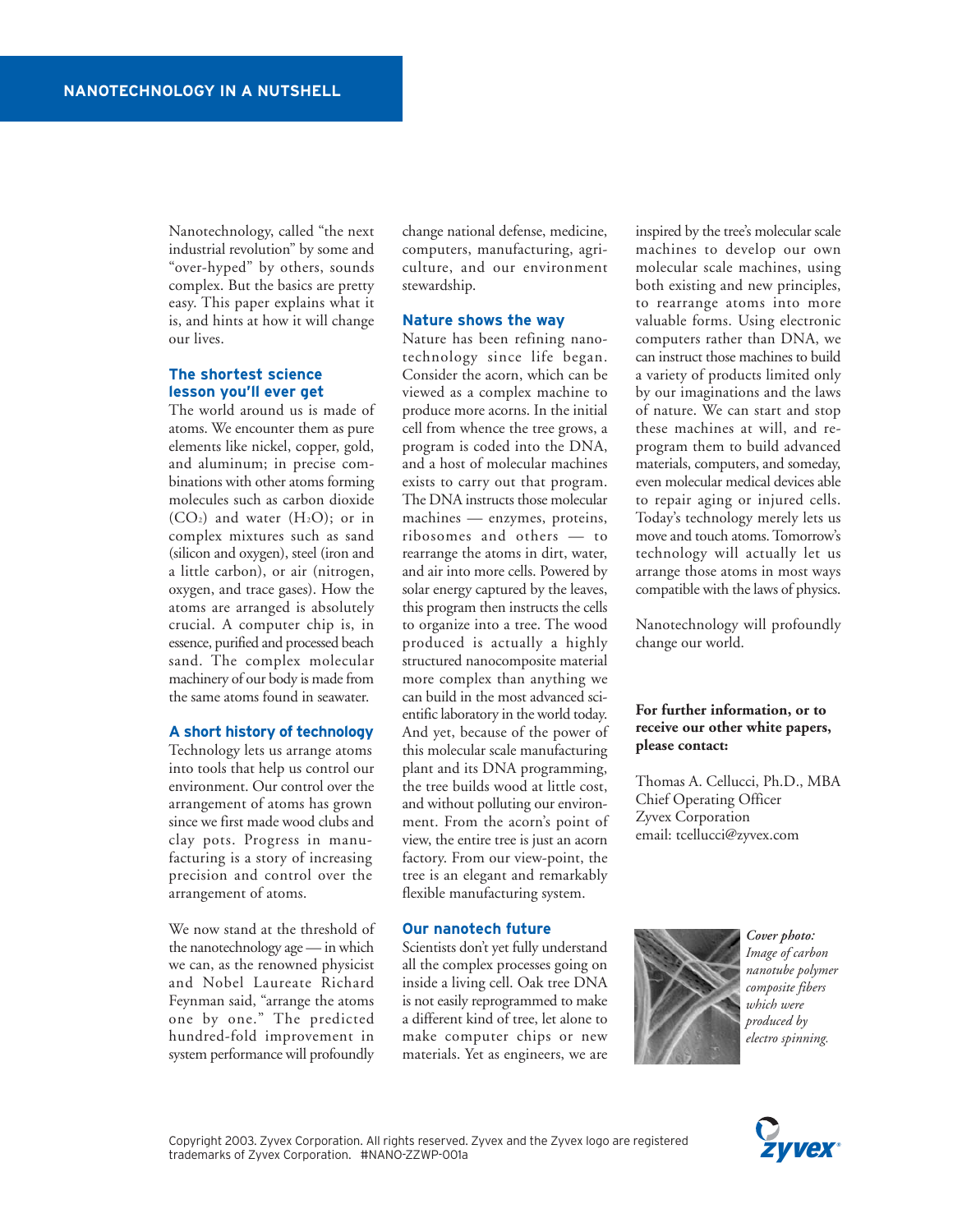# NANOTECHNOLOGY IN A NUTSHELL

Nanotechnology, called "the next industrial revolution" by some and "over-hyped" by others, sounds complex. But the basics are pretty easy. This paper explains what it is, and hints at how it will change our lives.

## The shortest science lesson you'll ever get

The world around us is made of atoms. We encounter them as pure elements like nickel, copper, gold, and aluminum; in precise combinations with other atoms forming molecules such as carbon dioxide ($CO_2$) and water ($H_2O$); or in complex mixtures such as sand (silicon and oxygen), steel (iron and a little carbon), or air (nitrogen, oxygen, and trace gases). How the atoms are arranged is absolutely crucial. A computer chip is, in essence, purified and processed beach sand. The complex molecular machinery of our body is made from the same atoms found in seawater.

## A short history of technology

Technology lets us arrange atoms into tools that help us control our environment. Our control over the arrangement of atoms has grown since we first made wood clubs and clay pots. Progress in manufacturing is a story of increasing precision and control over the arrangement of atoms.

We now stand at the threshold of the nanotechnology age — in which we can, as the renowned physicist and Nobel Laureate Richard Feynman said, "arrange the atoms one by one." The predicted hundred-fold improvement in system performance will profoundly change national defense, medicine, computers, manufacturing, agriculture, and our environment stewardship.

## Nature shows the way

Nature has been refining nanotechnology since life began. Consider the acorn, which can be viewed as a complex machine to produce more acorns. In the initial cell from whence the tree grows, a program is coded into the DNA, and a host of molecular machines exists to carry out that program. The DNA instructs those molecular machines — enzymes, proteins, ribosomes and others — to rearrange the atoms in dirt, water, and air into more cells. Powered by solar energy captured by the leaves, this program then instructs the cells to organize into a tree. The wood produced is actually a highly structured nanocomposite material more complex than anything we can build in the most advanced scientific laboratory in the world today. And yet, because of the power of this molecular scale manufacturing plant and its DNA programming, the tree builds wood at little cost, and without polluting our environment. From the acorn's point of view, the entire tree is just an acorn factory. From our view-point, the tree is an elegant and remarkably flexible manufacturing system.

## Our nanotech future

Scientists don't yet fully understand all the complex processes going on inside a living cell. Oak tree DNA is not easily reprogrammed to make a different kind of tree, let alone to make computer chips or new materials. Yet as engineers, we are inspired by the tree's molecular scale machines to develop our own molecular scale machines, using both existing and new principles, to rearrange atoms into more valuable forms. Using electronic computers rather than DNA, we can instruct those machines to build a variety of products limited only by our imaginations and the laws of nature. We can start and stop these machines at will, and reprogram them to build advanced materials, computers, and someday, even molecular medical devices able to repair aging or injured cells. Today's technology merely lets us move and touch atoms. Tomorrow's technology will actually let us arrange those atoms in most ways compatible with the laws of physics.

Nanotechnology will profoundly change our world.

**For further information, or to receive our other white papers, please contact:**

Thomas A. Cellucci, Ph.D., MBA
Chief Operating Officer
Zyvex Corporation
email: tcellucci@zyvex.com

***Cover photo:*** *Image of carbon nanotube polymer composite fibers which were produced by electro spinning.*

Copyright 2003. Zyvex Corporation. All rights reserved. Zyvex and the Zyvex logo are registered trademarks of Zyvex Corporation. #NANO-ZZWP-001a